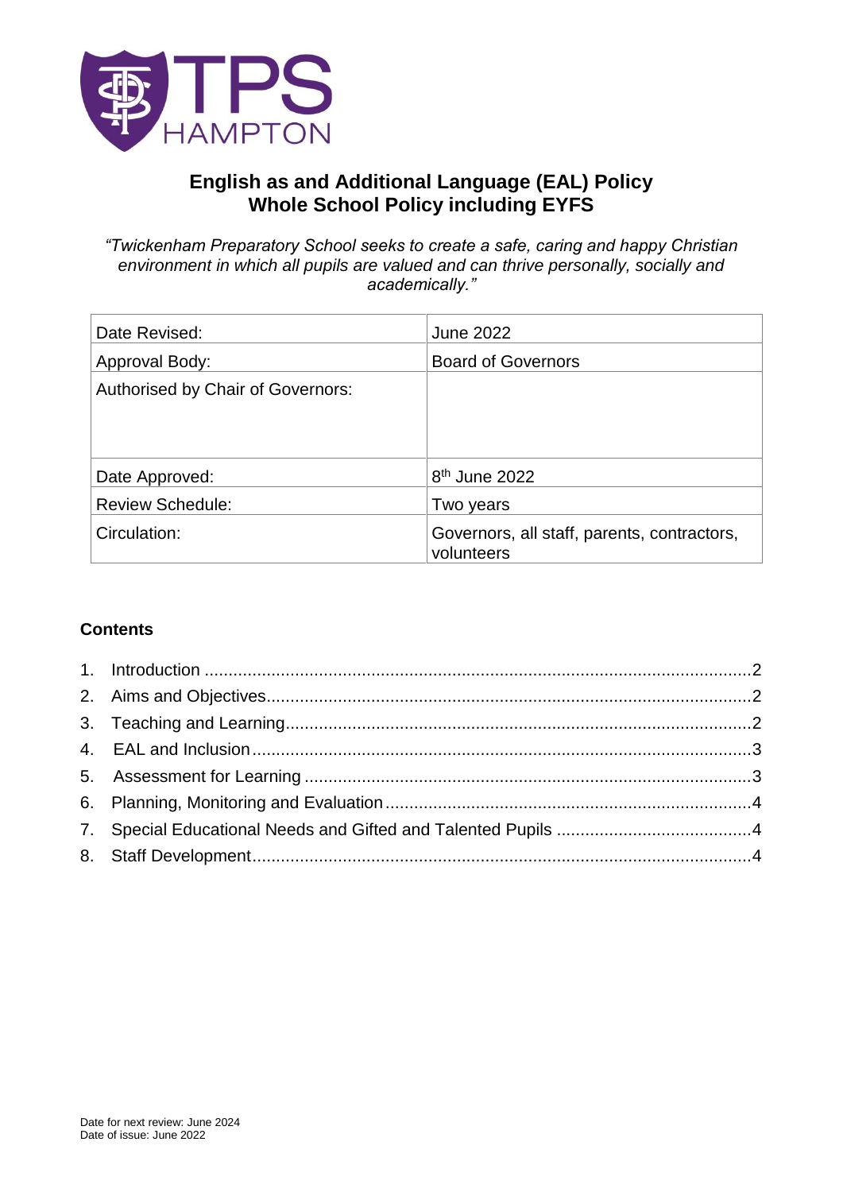TPS HAMPTON

# English as and Additional Language (EAL) Policy
## Whole School Policy including EYFS

*"Twickenham Preparatory School seeks to create a safe, caring and happy Christian environment in which all pupils are valued and can thrive personally, socially and academically."*

| Date Revised: | June 2022 |
|---|---|
| Approval Body: | Board of Governors |
| Authorised by Chair of Governors: | |
| Date Approved: | 8th June 2022 |
| Review Schedule: | Two years |
| Circulation: | Governors, all staff, parents, contractors, volunteers |

**Contents**

1. Introduction ....................2
2. Aims and Objectives ....................2
3. Teaching and Learning ....................2
4. EAL and Inclusion ....................3
5. Assessment for Learning ....................3
6. Planning, Monitoring and Evaluation ....................4
7. Special Educational Needs and Gifted and Talented Pupils ....................4
8. Staff Development ....................4

Date for next review: June 2024
Date of issue: June 2022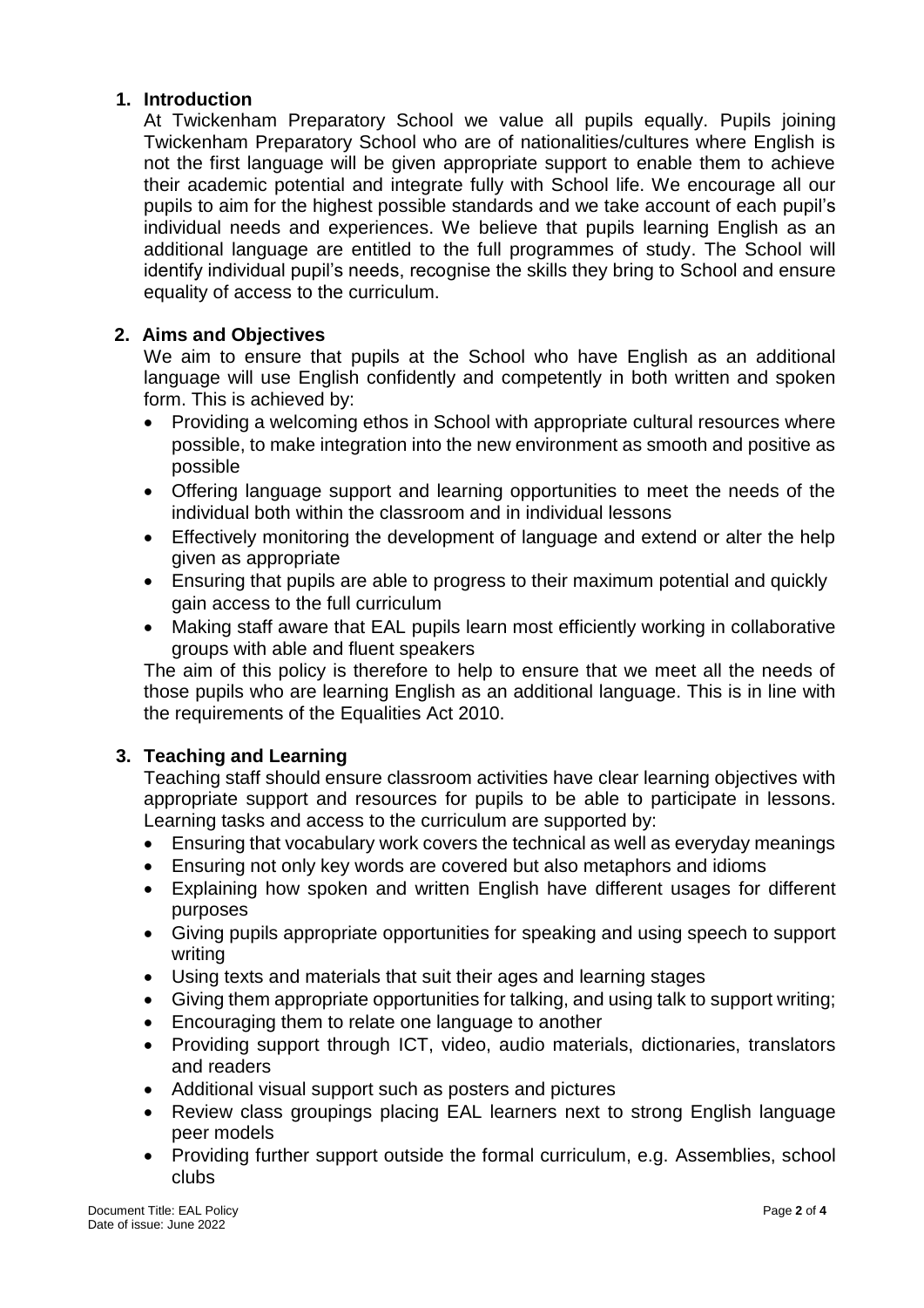## 1. Introduction

At Twickenham Preparatory School we value all pupils equally. Pupils joining Twickenham Preparatory School who are of nationalities/cultures where English is not the first language will be given appropriate support to enable them to achieve their academic potential and integrate fully with School life. We encourage all our pupils to aim for the highest possible standards and we take account of each pupil's individual needs and experiences. We believe that pupils learning English as an additional language are entitled to the full programmes of study. The School will identify individual pupil's needs, recognise the skills they bring to School and ensure equality of access to the curriculum.

## 2. Aims and Objectives

We aim to ensure that pupils at the School who have English as an additional language will use English confidently and competently in both written and spoken form. This is achieved by:

- Providing a welcoming ethos in School with appropriate cultural resources where possible, to make integration into the new environment as smooth and positive as possible
- Offering language support and learning opportunities to meet the needs of the individual both within the classroom and in individual lessons
- Effectively monitoring the development of language and extend or alter the help given as appropriate
- Ensuring that pupils are able to progress to their maximum potential and quickly gain access to the full curriculum
- Making staff aware that EAL pupils learn most efficiently working in collaborative groups with able and fluent speakers

The aim of this policy is therefore to help to ensure that we meet all the needs of those pupils who are learning English as an additional language. This is in line with the requirements of the Equalities Act 2010.

## 3. Teaching and Learning

Teaching staff should ensure classroom activities have clear learning objectives with appropriate support and resources for pupils to be able to participate in lessons. Learning tasks and access to the curriculum are supported by:

- Ensuring that vocabulary work covers the technical as well as everyday meanings
- Ensuring not only key words are covered but also metaphors and idioms
- Explaining how spoken and written English have different usages for different purposes
- Giving pupils appropriate opportunities for speaking and using speech to support writing
- Using texts and materials that suit their ages and learning stages
- Giving them appropriate opportunities for talking, and using talk to support writing;
- Encouraging them to relate one language to another
- Providing support through ICT, video, audio materials, dictionaries, translators and readers
- Additional visual support such as posters and pictures
- Review class groupings placing EAL learners next to strong English language peer models
- Providing further support outside the formal curriculum, e.g. Assemblies, school clubs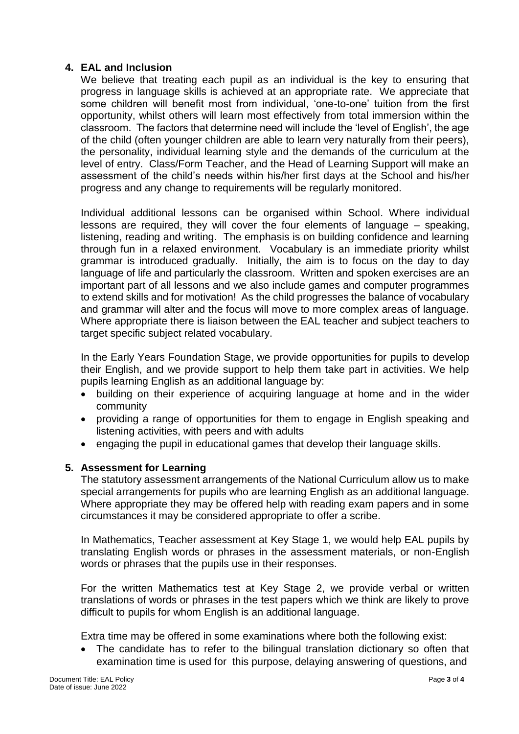## 4. EAL and Inclusion

We believe that treating each pupil as an individual is the key to ensuring that progress in language skills is achieved at an appropriate rate. We appreciate that some children will benefit most from individual, 'one-to-one' tuition from the first opportunity, whilst others will learn most effectively from total immersion within the classroom. The factors that determine need will include the 'level of English', the age of the child (often younger children are able to learn very naturally from their peers), the personality, individual learning style and the demands of the curriculum at the level of entry. Class/Form Teacher, and the Head of Learning Support will make an assessment of the child's needs within his/her first days at the School and his/her progress and any change to requirements will be regularly monitored.

Individual additional lessons can be organised within School. Where individual lessons are required, they will cover the four elements of language – speaking, listening, reading and writing. The emphasis is on building confidence and learning through fun in a relaxed environment. Vocabulary is an immediate priority whilst grammar is introduced gradually. Initially, the aim is to focus on the day to day language of life and particularly the classroom. Written and spoken exercises are an important part of all lessons and we also include games and computer programmes to extend skills and for motivation! As the child progresses the balance of vocabulary and grammar will alter and the focus will move to more complex areas of language. Where appropriate there is liaison between the EAL teacher and subject teachers to target specific subject related vocabulary.

In the Early Years Foundation Stage, we provide opportunities for pupils to develop their English, and we provide support to help them take part in activities. We help pupils learning English as an additional language by:

- building on their experience of acquiring language at home and in the wider community
- providing a range of opportunities for them to engage in English speaking and listening activities, with peers and with adults
- engaging the pupil in educational games that develop their language skills.

## 5. Assessment for Learning

The statutory assessment arrangements of the National Curriculum allow us to make special arrangements for pupils who are learning English as an additional language. Where appropriate they may be offered help with reading exam papers and in some circumstances it may be considered appropriate to offer a scribe.

In Mathematics, Teacher assessment at Key Stage 1, we would help EAL pupils by translating English words or phrases in the assessment materials, or non-English words or phrases that the pupils use in their responses.

For the written Mathematics test at Key Stage 2, we provide verbal or written translations of words or phrases in the test papers which we think are likely to prove difficult to pupils for whom English is an additional language.

Extra time may be offered in some examinations where both the following exist:

- The candidate has to refer to the bilingual translation dictionary so often that examination time is used for this purpose, delaying answering of questions, and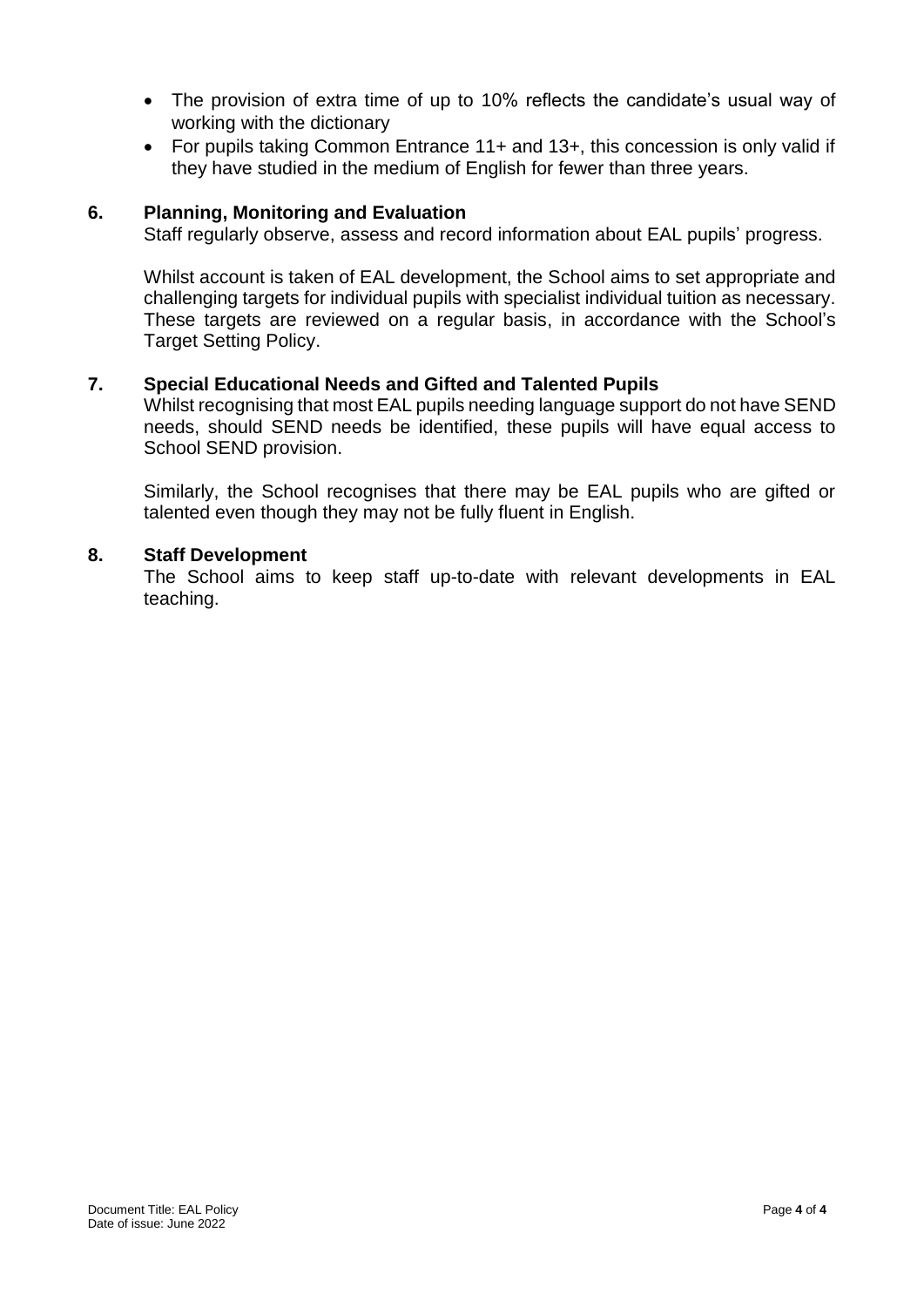- The provision of extra time of up to 10% reflects the candidate's usual way of working with the dictionary
- For pupils taking Common Entrance 11+ and 13+, this concession is only valid if they have studied in the medium of English for fewer than three years.

## 6. Planning, Monitoring and Evaluation

Staff regularly observe, assess and record information about EAL pupils' progress.

Whilst account is taken of EAL development, the School aims to set appropriate and challenging targets for individual pupils with specialist individual tuition as necessary. These targets are reviewed on a regular basis, in accordance with the School's Target Setting Policy.

## 7. Special Educational Needs and Gifted and Talented Pupils

Whilst recognising that most EAL pupils needing language support do not have SEND needs, should SEND needs be identified, these pupils will have equal access to School SEND provision.

Similarly, the School recognises that there may be EAL pupils who are gifted or talented even though they may not be fully fluent in English.

## 8. Staff Development

The School aims to keep staff up-to-date with relevant developments in EAL teaching.